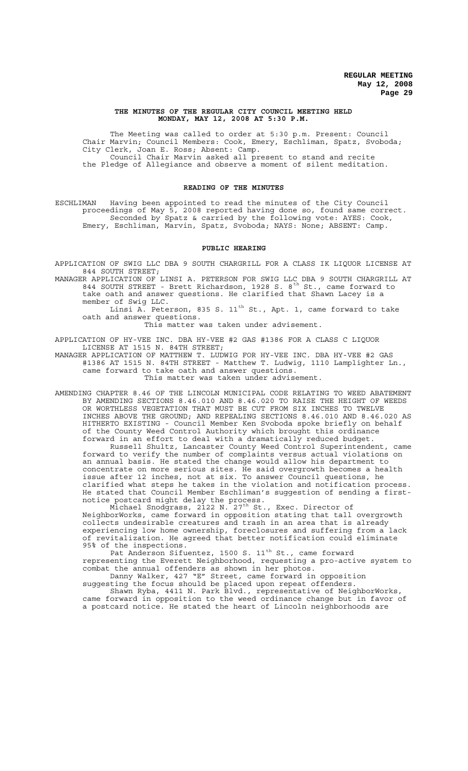**THE MINUTES OF THE REGULAR CITY COUNCIL MEETING HELD MONDAY, MAY 12, 2008 AT 5:30 P.M.**

The Meeting was called to order at 5:30 p.m. Present: Council Chair Marvin; Council Members: Cook, Emery, Eschliman, Spatz, Svoboda; City Clerk, Joan E. Ross; Absent: Camp.

Council Chair Marvin asked all present to stand and recite the Pledge of Allegiance and observe a moment of silent meditation.

## READING OF THE MINUTES

ESCHLIMAN Having been appointed to read the minutes of the City Council proceedings of May 5, 2008 reported having done so, found same correct.

Seconded by Spatz & carried by the following vote: AYES: Cook, Emery, Eschliman, Marvin, Spatz, Svoboda; NAYS: None; ABSENT: Camp.

## PUBLIC HEARING

APPLICATION OF SWIG LLC DBA 9 SOUTH CHARGRILL FOR A CLASS IK LIQUOR LICENSE AT 844 SOUTH STREET;

MANAGER APPLICATION OF LINSI A. PETERSON FOR SWIG LLC DBA 9 SOUTH CHARGRILL AT 844 SOUTH STREET - Brett Richardson, 1928 S. 8th St., came forward to take oath and answer questions. He clarified that Shawn Lacey is a member of Swig LLC.

Linsi A. Peterson, 835 S. 11th St., Apt. 1, came forward to take oath and answer questions.

This matter was taken under advisement.

APPLICATION OF HY-VEE INC. DBA HY-VEE #2 GAS #1386 FOR A CLASS C LIQUOR LICENSE AT 1515 N. 84TH STREET;

MANAGER APPLICATION OF MATTHEW T. LUDWIG FOR HY-VEE INC. DBA HY-VEE #2 GAS #1386 AT 1515 N. 84TH STREET - Matthew T. Ludwig, 1110 Lamplighter Ln., came forward to take oath and answer questions.

This matter was taken under advisement.

AMENDING CHAPTER 8.46 OF THE LINCOLN MUNICIPAL CODE RELATING TO WEED ABATEMENT BY AMENDING SECTIONS 8.46.010 AND 8.46.020 TO RAISE THE HEIGHT OF WEEDS OR WORTHLESS VEGETATION THAT MUST BE CUT FROM SIX INCHES TO TWELVE INCHES ABOVE THE GROUND; AND REPEALING SECTIONS 8.46.010 AND 8.46.020 AS HITHERTO EXISTING - Council Member Ken Svoboda spoke briefly on behalf of the County Weed Control Authority which brought this ordinance forward in an effort to deal with a dramatically reduced budget.

Russell Shultz, Lancaster County Weed Control Superintendent, came forward to verify the number of complaints versus actual violations on an annual basis. He stated the change would allow his department to concentrate on more serious sites. He said overgrowth becomes a health issue after 12 inches, not at six. To answer Council questions, he clarified what steps he takes in the violation and notification process. He stated that Council Member Eschliman's suggestion of sending a first-notice postcard might delay the process.

Michael Snodgrass, 2122 N. 27th St., Exec. Director of NeighborWorks, came forward in opposition stating that tall overgrowth collects undesirable creatures and trash in an area that is already experiencing low home ownership, foreclosures and suffering from a lack of revitalization. He agreed that better notification could eliminate 95% of the inspections.

Pat Anderson Sifuentez, 1500 S. 11th St., came forward representing the Everett Neighborhood, requesting a pro-active system to combat the annual offenders as shown in her photos.

Danny Walker, 427 "E" Street, came forward in opposition suggesting the focus should be placed upon repeat offenders.

Shawn Ryba, 4411 N. Park Blvd., representative of NeighborWorks, came forward in opposition to the weed ordinance change but in favor of a postcard notice. He stated the heart of Lincoln neighborhoods are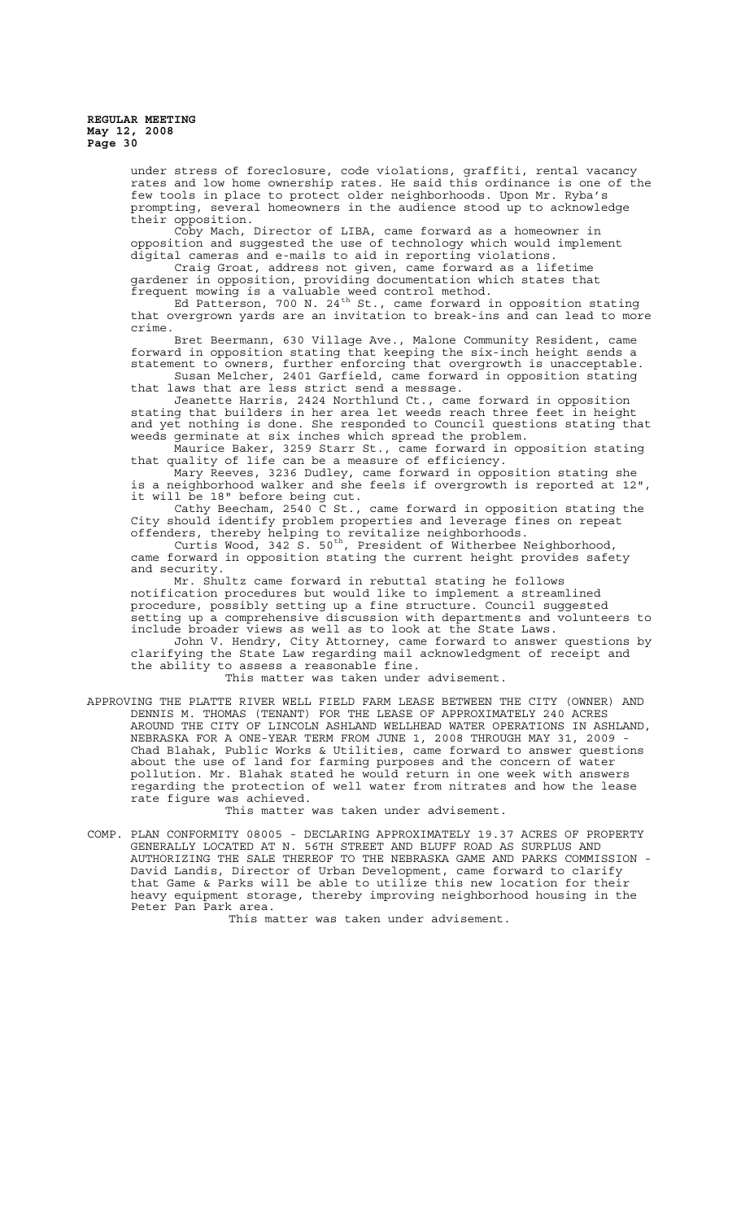under stress of foreclosure, code violations, graffiti, rental vacancy rates and low home ownership rates. He said this ordinance is one of the few tools in place to protect older neighborhoods. Upon Mr. Ryba's prompting, several homeowners in the audience stood up to acknowledge their opposition.

Coby Mach, Director of LIBA, came forward as a homeowner in opposition and suggested the use of technology which would implement digital cameras and e-mails to aid in reporting violations.

Craig Groat, address not given, came forward as a lifetime gardener in opposition, providing documentation which states that frequent mowing is a valuable weed control method.

Ed Patterson, 700 N. 24th St., came forward in opposition stating that overgrown yards are an invitation to break-ins and can lead to more crime.

Bret Beermann, 630 Village Ave., Malone Community Resident, came forward in opposition stating that keeping the six-inch height sends a statement to owners, further enforcing that overgrowth is unacceptable.

Susan Melcher, 2401 Garfield, came forward in opposition stating that laws that are less strict send a message.

Jeanette Harris, 2424 Northlund Ct., came forward in opposition stating that builders in her area let weeds reach three feet in height and yet nothing is done. She responded to Council questions stating that weeds germinate at six inches which spread the problem.

Maurice Baker, 3259 Starr St., came forward in opposition stating that quality of life can be a measure of efficiency.

Mary Reeves, 3236 Dudley, came forward in opposition stating she is a neighborhood walker and she feels if overgrowth is reported at 12", it will be 18" before being cut.

Cathy Beecham, 2540 C St., came forward in opposition stating the City should identify problem properties and leverage fines on repeat offenders, thereby helping to revitalize neighborhoods.

Curtis Wood, 342 S. 50th, President of Witherbee Neighborhood, came forward in opposition stating the current height provides safety and security.

Mr. Shultz came forward in rebuttal stating he follows notification procedures but would like to implement a streamlined procedure, possibly setting up a fine structure. Council suggested setting up a comprehensive discussion with departments and volunteers to include broader views as well as to look at the State Laws.

John V. Hendry, City Attorney, came forward to answer questions by clarifying the State Law regarding mail acknowledgment of receipt and the ability to assess a reasonable fine.

This matter was taken under advisement.

APPROVING THE PLATTE RIVER WELL FIELD FARM LEASE BETWEEN THE CITY (OWNER) AND DENNIS M. THOMAS (TENANT) FOR THE LEASE OF APPROXIMATELY 240 ACRES AROUND THE CITY OF LINCOLN ASHLAND WELLHEAD WATER OPERATIONS IN ASHLAND, NEBRASKA FOR A ONE-YEAR TERM FROM JUNE 1, 2008 THROUGH MAY 31, 2009 - Chad Blahak, Public Works & Utilities, came forward to answer questions about the use of land for farming purposes and the concern of water pollution. Mr. Blahak stated he would return in one week with answers regarding the protection of well water from nitrates and how the lease rate figure was achieved.

This matter was taken under advisement.

COMP. PLAN CONFORMITY 08005 - DECLARING APPROXIMATELY 19.37 ACRES OF PROPERTY GENERALLY LOCATED AT N. 56TH STREET AND BLUFF ROAD AS SURPLUS AND AUTHORIZING THE SALE THEREOF TO THE NEBRASKA GAME AND PARKS COMMISSION - David Landis, Director of Urban Development, came forward to clarify that Game & Parks will be able to utilize this new location for their heavy equipment storage, thereby improving neighborhood housing in the Peter Pan Park area.

This matter was taken under advisement.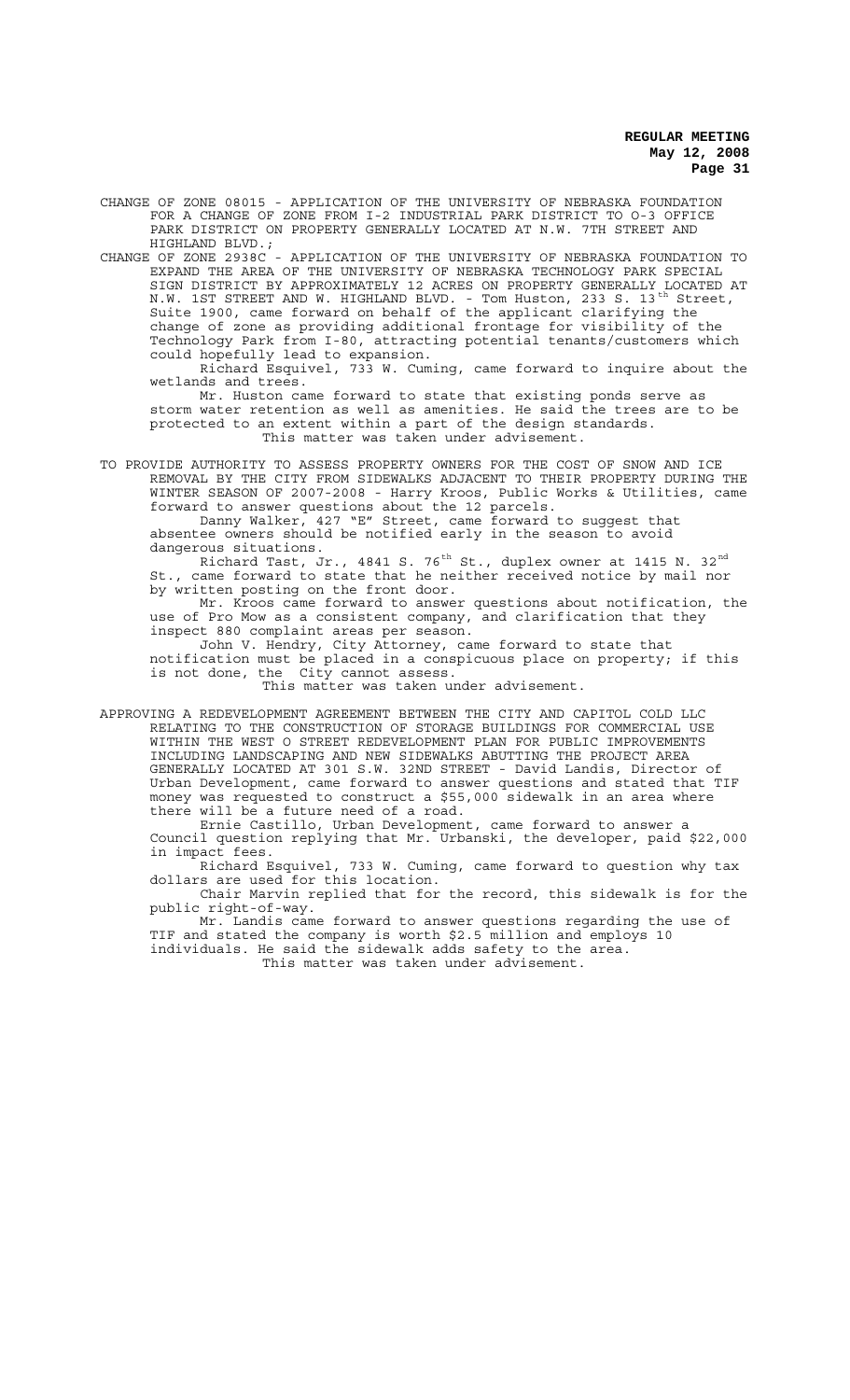CHANGE OF ZONE 08015 - APPLICATION OF THE UNIVERSITY OF NEBRASKA FOUNDATION FOR A CHANGE OF ZONE FROM I-2 INDUSTRIAL PARK DISTRICT TO O-3 OFFICE PARK DISTRICT ON PROPERTY GENERALLY LOCATED AT N.W. 7TH STREET AND HIGHLAND BLVD.;

CHANGE OF ZONE 2938C - APPLICATION OF THE UNIVERSITY OF NEBRASKA FOUNDATION TO EXPAND THE AREA OF THE UNIVERSITY OF NEBRASKA TECHNOLOGY PARK SPECIAL SIGN DISTRICT BY APPROXIMATELY 12 ACRES ON PROPERTY GENERALLY LOCATED AT N.W. 1ST STREET AND W. HIGHLAND BLVD. - Tom Huston, 233 S. 13th Street, Suite 1900, came forward on behalf of the applicant clarifying the change of zone as providing additional frontage for visibility of the Technology Park from I-80, attracting potential tenants/customers which could hopefully lead to expansion.

Richard Esquivel, 733 W. Cuming, came forward to inquire about the wetlands and trees.

Mr. Huston came forward to state that existing ponds serve as storm water retention as well as amenities. He said the trees are to be protected to an extent within a part of the design standards.

This matter was taken under advisement.

TO PROVIDE AUTHORITY TO ASSESS PROPERTY OWNERS FOR THE COST OF SNOW AND ICE REMOVAL BY THE CITY FROM SIDEWALKS ADJACENT TO THEIR PROPERTY DURING THE WINTER SEASON OF 2007-2008 - Harry Kroos, Public Works & Utilities, came forward to answer questions about the 12 parcels.

Danny Walker, 427 "E" Street, came forward to suggest that absentee owners should be notified early in the season to avoid dangerous situations.

Richard Tast, Jr., 4841 S. 76th St., duplex owner at 1415 N. 32nd St., came forward to state that he neither received notice by mail nor by written posting on the front door.

Mr. Kroos came forward to answer questions about notification, the use of Pro Mow as a consistent company, and clarification that they inspect 880 complaint areas per season.

John V. Hendry, City Attorney, came forward to state that notification must be placed in a conspicuous place on property; if this is not done, the City cannot assess.

This matter was taken under advisement.

APPROVING A REDEVELOPMENT AGREEMENT BETWEEN THE CITY AND CAPITOL COLD LLC RELATING TO THE CONSTRUCTION OF STORAGE BUILDINGS FOR COMMERCIAL USE WITHIN THE WEST O STREET REDEVELOPMENT PLAN FOR PUBLIC IMPROVEMENTS INCLUDING LANDSCAPING AND NEW SIDEWALKS ABUTTING THE PROJECT AREA GENERALLY LOCATED AT 301 S.W. 32ND STREET - David Landis, Director of Urban Development, came forward to answer questions and stated that TIF money was requested to construct a $55,000 sidewalk in an area where there will be a future need of a road.

Ernie Castillo, Urban Development, came forward to answer a Council question replying that Mr. Urbanski, the developer, paid $22,000 in impact fees.

Richard Esquivel, 733 W. Cuming, came forward to question why tax dollars are used for this location.

Chair Marvin replied that for the record, this sidewalk is for the public right-of-way.

Mr. Landis came forward to answer questions regarding the use of TIF and stated the company is worth $2.5 million and employs 10 individuals. He said the sidewalk adds safety to the area.

This matter was taken under advisement.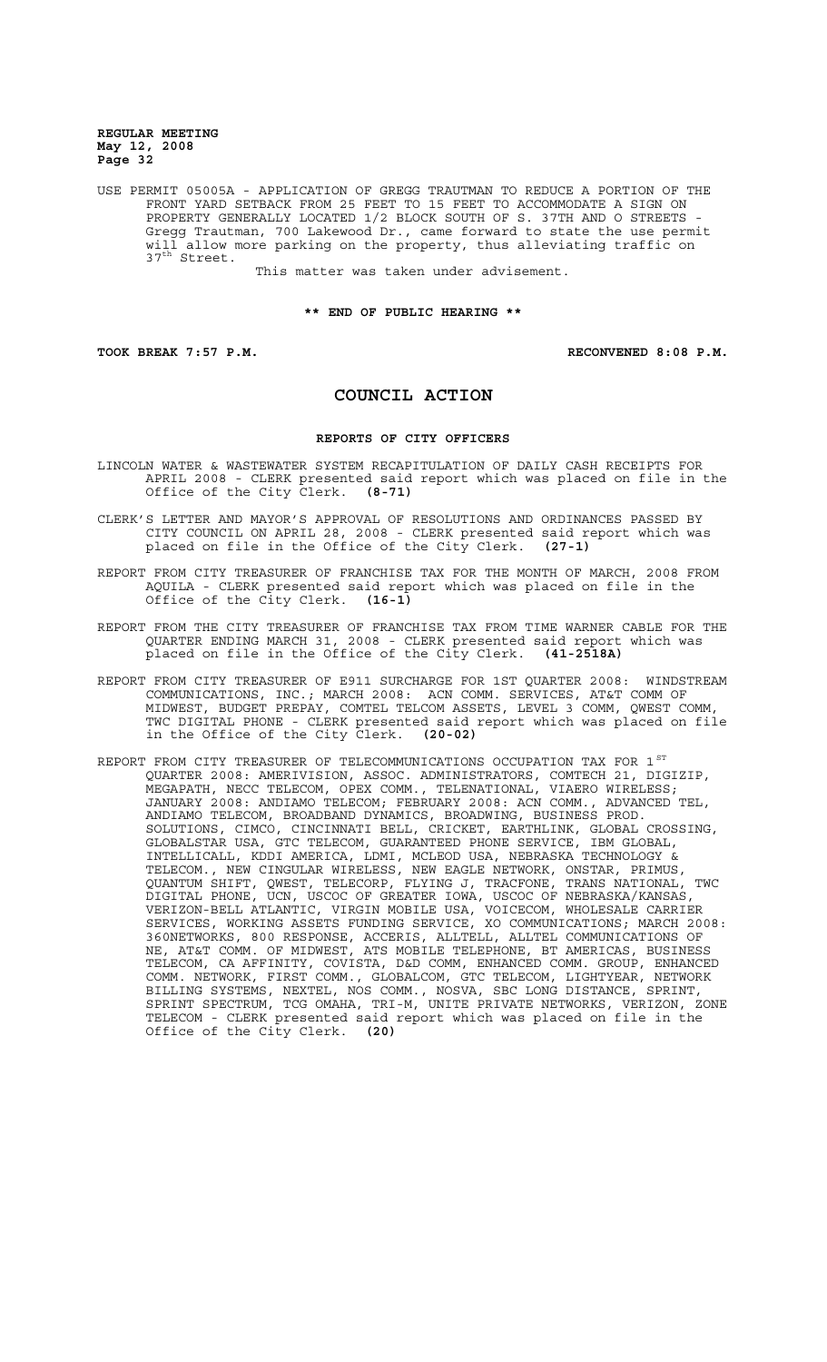USE PERMIT 05005A - APPLICATION OF GREGG TRAUTMAN TO REDUCE A PORTION OF THE FRONT YARD SETBACK FROM 25 FEET TO 15 FEET TO ACCOMMODATE A SIGN ON PROPERTY GENERALLY LOCATED 1/2 BLOCK SOUTH OF S. 37TH AND O STREETS - Gregg Trautman, 700 Lakewood Dr., came forward to state the use permit will allow more parking on the property, thus alleviating traffic on 37th Street.

This matter was taken under advisement.

**\*\* END OF PUBLIC HEARING \*\***

**TOOK BREAK 7:57 P.M.** **RECONVENED 8:08 P.M.**

# COUNCIL ACTION

## REPORTS OF CITY OFFICERS

LINCOLN WATER & WASTEWATER SYSTEM RECAPITULATION OF DAILY CASH RECEIPTS FOR APRIL 2008 - CLERK presented said report which was placed on file in the Office of the City Clerk. **(8-71)**

CLERK'S LETTER AND MAYOR'S APPROVAL OF RESOLUTIONS AND ORDINANCES PASSED BY CITY COUNCIL ON APRIL 28, 2008 - CLERK presented said report which was placed on file in the Office of the City Clerk. **(27-1)**

REPORT FROM CITY TREASURER OF FRANCHISE TAX FOR THE MONTH OF MARCH, 2008 FROM AQUILA - CLERK presented said report which was placed on file in the Office of the City Clerk. **(16-1)**

REPORT FROM THE CITY TREASURER OF FRANCHISE TAX FROM TIME WARNER CABLE FOR THE QUARTER ENDING MARCH 31, 2008 - CLERK presented said report which was placed on file in the Office of the City Clerk. **(41-2518A)**

REPORT FROM CITY TREASURER OF E911 SURCHARGE FOR 1ST QUARTER 2008: WINDSTREAM COMMUNICATIONS, INC.; MARCH 2008: ACN COMM. SERVICES, AT&T COMM OF MIDWEST, BUDGET PREPAY, COMTEL TELCOM ASSETS, LEVEL 3 COMM, QWEST COMM, TWC DIGITAL PHONE - CLERK presented said report which was placed on file in the Office of the City Clerk. **(20-02)**

REPORT FROM CITY TREASURER OF TELECOMMUNICATIONS OCCUPATION TAX FOR 1ST QUARTER 2008: AMERIVISION, ASSOC. ADMINISTRATORS, COMTECH 21, DIGIZIP, MEGAPATH, NECC TELECOM, OPEX COMM., TELENATIONAL, VIAERO WIRELESS; JANUARY 2008: ANDIAMO TELECOM; FEBRUARY 2008: ACN COMM., ADVANCED TEL, ANDIAMO TELECOM, BROADBAND DYNAMICS, BROADWING, BUSINESS PROD. SOLUTIONS, CIMCO, CINCINNATI BELL, CRICKET, EARTHLINK, GLOBAL CROSSING, GLOBALSTAR USA, GTC TELECOM, GUARANTEED PHONE SERVICE, IBM GLOBAL, INTELLICALL, KDDI AMERICA, LDMI, MCLEOD USA, NEBRASKA TECHNOLOGY & TELECOM., NEW CINGULAR WIRELESS, NEW EAGLE NETWORK, ONSTAR, PRIMUS, QUANTUM SHIFT, QWEST, TELECORP, FLYING J, TRACFONE, TRANS NATIONAL, TWC DIGITAL PHONE, UCN, USCOC OF GREATER IOWA, USCOC OF NEBRASKA/KANSAS, VERIZON-BELL ATLANTIC, VIRGIN MOBILE USA, VOICECOM, WHOLESALE CARRIER SERVICES, WORKING ASSETS FUNDING SERVICE, XO COMMUNICATIONS; MARCH 2008: 360NETWORKS, 800 RESPONSE, ACCERIS, ALLTELL, ALLTEL COMMUNICATIONS OF NE, AT&T COMM. OF MIDWEST, ATS MOBILE TELEPHONE, BT AMERICAS, BUSINESS TELECOM, CA AFFINITY, COVISTA, D&D COMM, ENHANCED COMM. GROUP, ENHANCED COMM. NETWORK, FIRST COMM., GLOBALCOM, GTC TELECOM, LIGHTYEAR, NETWORK BILLING SYSTEMS, NEXTEL, NOS COMM., NOSVA, SBC LONG DISTANCE, SPRINT, SPRINT SPECTRUM, TCG OMAHA, TRI-M, UNITE PRIVATE NETWORKS, VERIZON, ZONE TELECOM - CLERK presented said report which was placed on file in the Office of the City Clerk. **(20)**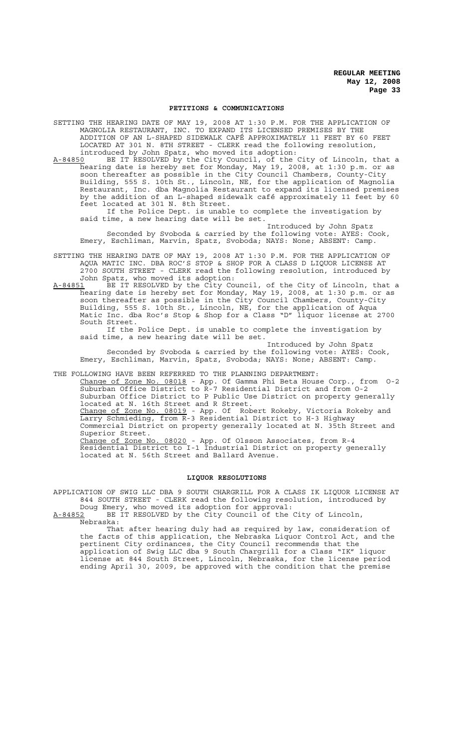## PETITIONS & COMMUNICATIONS

SETTING THE HEARING DATE OF MAY 19, 2008 AT 1:30 P.M. FOR THE APPLICATION OF MAGNOLIA RESTAURANT, INC. TO EXPAND ITS LICENSED PREMISES BY THE ADDITION OF AN L-SHAPED SIDEWALK CAFÉ APPROXIMATELY 11 FEET BY 60 FEET LOCATED AT 301 N. 8TH STREET - CLERK read the following resolution, introduced by John Spatz, who moved its adoption:

A-84850 BE IT RESOLVED by the City Council, of the City of Lincoln, that a hearing date is hereby set for Monday, May 19, 2008, at 1:30 p.m. or as soon thereafter as possible in the City Council Chambers, County-City Building, 555 S. 10th St., Lincoln, NE, for the application of Magnolia Restaurant, Inc. dba Magnolia Restaurant to expand its licensed premises by the addition of an L-shaped sidewalk café approximately 11 feet by 60 feet located at 301 N. 8th Street.

If the Police Dept. is unable to complete the investigation by said time, a new hearing date will be set.

Introduced by John Spatz

Seconded by Svoboda & carried by the following vote: AYES: Cook, Emery, Eschliman, Marvin, Spatz, Svoboda; NAYS: None; ABSENT: Camp.

SETTING THE HEARING DATE OF MAY 19, 2008 AT 1:30 P.M. FOR THE APPLICATION OF AQUA MATIC INC. DBA ROC'S STOP & SHOP FOR A CLASS D LIQUOR LICENSE AT 2700 SOUTH STREET - CLERK read the following resolution, introduced by John Spatz, who moved its adoption:

A-84851 BE IT RESOLVED by the City Council, of the City of Lincoln, that a hearing date is hereby set for Monday, May 19, 2008, at 1:30 p.m. or as soon thereafter as possible in the City Council Chambers, County-City Building, 555 S. 10th St., Lincoln, NE, for the application of Aqua Matic Inc. dba Roc's Stop & Shop for a Class "D" liquor license at 2700 South Street.

If the Police Dept. is unable to complete the investigation by said time, a new hearing date will be set.

Introduced by John Spatz

Seconded by Svoboda & carried by the following vote: AYES: Cook, Emery, Eschliman, Marvin, Spatz, Svoboda; NAYS: None; ABSENT: Camp.

THE FOLLOWING HAVE BEEN REFERRED TO THE PLANNING DEPARTMENT:

Change of Zone No. 08018 - App. Of Gamma Phi Beta House Corp., from O-2 Suburban Office District to R-7 Residential District and from O-2 Suburban Office District to P Public Use District on property generally located at N. 16th Street and R Street.

Change of Zone No. 08019 - App. Of Robert Rokeby, Victoria Rokeby and Larry Schmieding, from R-3 Residential District to H-3 Highway Commercial District on property generally located at N. 35th Street and Superior Street.

Change of Zone No. 08020 - App. Of Olsson Associates, from R-4 Residential District to I-1 Industrial District on property generally located at N. 56th Street and Ballard Avenue.

## LIQUOR RESOLUTIONS

APPLICATION OF SWIG LLC DBA 9 SOUTH CHARGRILL FOR A CLASS IK LIQUOR LICENSE AT 844 SOUTH STREET - CLERK read the following resolution, introduced by Doug Emery, who moved its adoption for approval:

A-84852 BE IT RESOLVED by the City Council of the City of Lincoln, Nebraska:

That after hearing duly had as required by law, consideration of the facts of this application, the Nebraska Liquor Control Act, and the pertinent City ordinances, the City Council recommends that the application of Swig LLC dba 9 South Chargrill for a Class "IK" liquor license at 844 South Street, Lincoln, Nebraska, for the license period ending April 30, 2009, be approved with the condition that the premise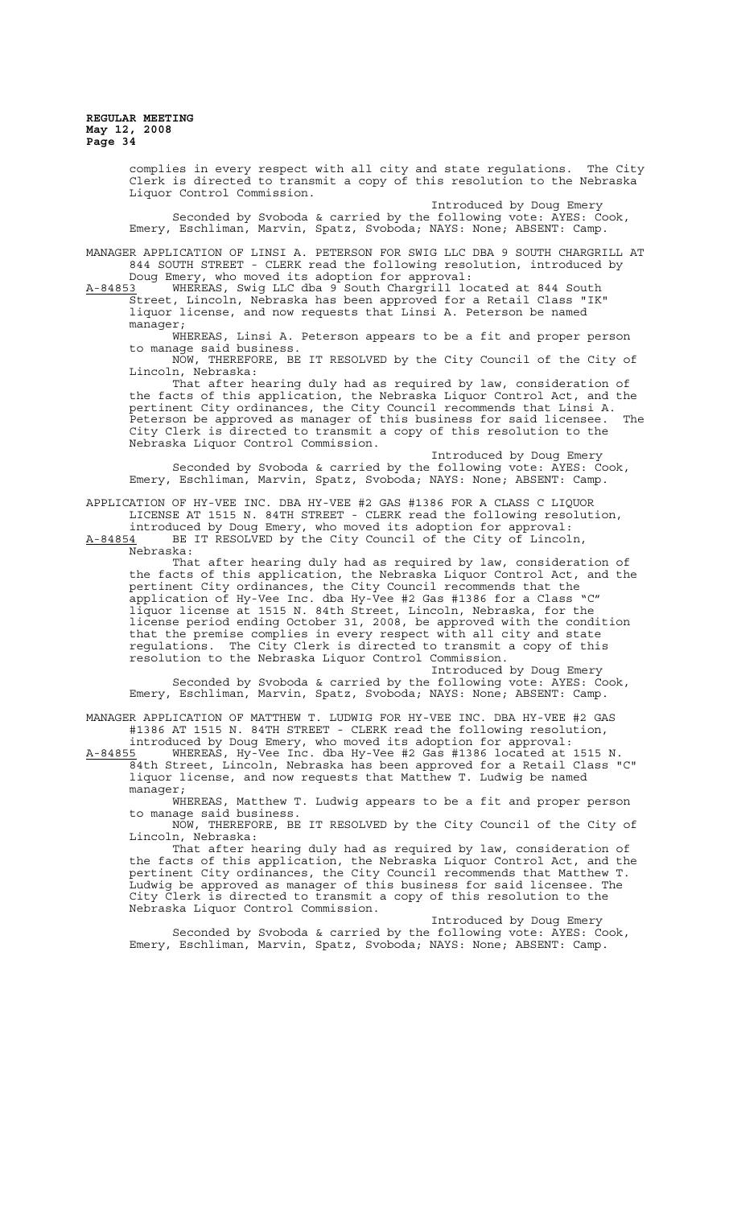complies in every respect with all city and state regulations. The City Clerk is directed to transmit a copy of this resolution to the Nebraska Liquor Control Commission.

Introduced by Doug Emery

Seconded by Svoboda & carried by the following vote: AYES: Cook, Emery, Eschliman, Marvin, Spatz, Svoboda; NAYS: None; ABSENT: Camp.

MANAGER APPLICATION OF LINSI A. PETERSON FOR SWIG LLC DBA 9 SOUTH CHARGRILL AT 844 SOUTH STREET - CLERK read the following resolution, introduced by Doug Emery, who moved its adoption for approval:

A-84853 WHEREAS, Swig LLC dba 9 South Chargrill located at 844 South Street, Lincoln, Nebraska has been approved for a Retail Class "IK" liquor license, and now requests that Linsi A. Peterson be named manager;

WHEREAS, Linsi A. Peterson appears to be a fit and proper person to manage said business.

NOW, THEREFORE, BE IT RESOLVED by the City Council of the City of Lincoln, Nebraska:

That after hearing duly had as required by law, consideration of the facts of this application, the Nebraska Liquor Control Act, and the pertinent City ordinances, the City Council recommends that Linsi A. Peterson be approved as manager of this business for said licensee. The City Clerk is directed to transmit a copy of this resolution to the Nebraska Liquor Control Commission.

Introduced by Doug Emery

Seconded by Svoboda & carried by the following vote: AYES: Cook, Emery, Eschliman, Marvin, Spatz, Svoboda; NAYS: None; ABSENT: Camp.

APPLICATION OF HY-VEE INC. DBA HY-VEE #2 GAS #1386 FOR A CLASS C LIQUOR LICENSE AT 1515 N. 84TH STREET - CLERK read the following resolution, introduced by Doug Emery, who moved its adoption for approval:

A-84854 BE IT RESOLVED by the City Council of the City of Lincoln, Nebraska:

That after hearing duly had as required by law, consideration of the facts of this application, the Nebraska Liquor Control Act, and the pertinent City ordinances, the City Council recommends that the application of Hy-Vee Inc. dba Hy-Vee #2 Gas #1386 for a Class "C" liquor license at 1515 N. 84th Street, Lincoln, Nebraska, for the license period ending October 31, 2008, be approved with the condition that the premise complies in every respect with all city and state regulations. The City Clerk is directed to transmit a copy of this resolution to the Nebraska Liquor Control Commission.

Introduced by Doug Emery

Seconded by Svoboda & carried by the following vote: AYES: Cook, Emery, Eschliman, Marvin, Spatz, Svoboda; NAYS: None; ABSENT: Camp.

MANAGER APPLICATION OF MATTHEW T. LUDWIG FOR HY-VEE INC. DBA HY-VEE #2 GAS #1386 AT 1515 N. 84TH STREET - CLERK read the following resolution, introduced by Doug Emery, who moved its adoption for approval:

A-84855 WHEREAS, Hy-Vee Inc. dba Hy-Vee #2 Gas #1386 located at 1515 N. 84th Street, Lincoln, Nebraska has been approved for a Retail Class "C" liquor license, and now requests that Matthew T. Ludwig be named manager;

WHEREAS, Matthew T. Ludwig appears to be a fit and proper person to manage said business.

NOW, THEREFORE, BE IT RESOLVED by the City Council of the City of Lincoln, Nebraska:

That after hearing duly had as required by law, consideration of the facts of this application, the Nebraska Liquor Control Act, and the pertinent City ordinances, the City Council recommends that Matthew T. Ludwig be approved as manager of this business for said licensee. The City Clerk is directed to transmit a copy of this resolution to the Nebraska Liquor Control Commission.

Introduced by Doug Emery

Seconded by Svoboda & carried by the following vote: AYES: Cook, Emery, Eschliman, Marvin, Spatz, Svoboda; NAYS: None; ABSENT: Camp.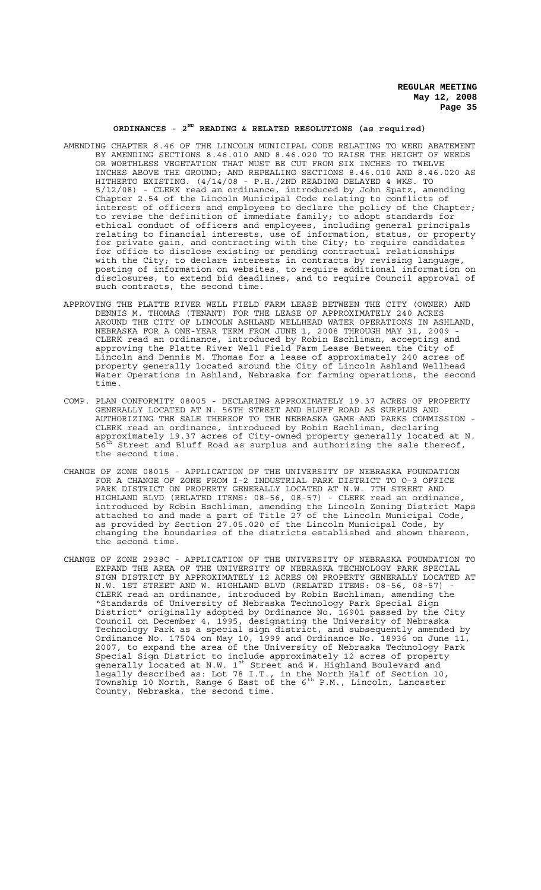## ORDINANCES - 2ND READING & RELATED RESOLUTIONS (as required)

AMENDING CHAPTER 8.46 OF THE LINCOLN MUNICIPAL CODE RELATING TO WEED ABATEMENT BY AMENDING SECTIONS 8.46.010 AND 8.46.020 TO RAISE THE HEIGHT OF WEEDS OR WORTHLESS VEGETATION THAT MUST BE CUT FROM SIX INCHES TO TWELVE INCHES ABOVE THE GROUND; AND REPEALING SECTIONS 8.46.010 AND 8.46.020 AS HITHERTO EXISTING. (4/14/08 - P.H./2ND READING DELAYED 4 WKS. TO 5/12/08) - CLERK read an ordinance, introduced by John Spatz, amending Chapter 2.54 of the Lincoln Municipal Code relating to conflicts of interest of officers and employees to declare the policy of the Chapter; to revise the definition of immediate family; to adopt standards for ethical conduct of officers and employees, including general principals relating to financial interests, use of information, status, or property for private gain, and contracting with the City; to require candidates for office to disclose existing or pending contractual relationships with the City; to declare interests in contracts by revising language, posting of information on websites, to require additional information on disclosures, to extend bid deadlines, and to require Council approval of such contracts, the second time.

APPROVING THE PLATTE RIVER WELL FIELD FARM LEASE BETWEEN THE CITY (OWNER) AND DENNIS M. THOMAS (TENANT) FOR THE LEASE OF APPROXIMATELY 240 ACRES AROUND THE CITY OF LINCOLN ASHLAND WELLHEAD WATER OPERATIONS IN ASHLAND, NEBRASKA FOR A ONE-YEAR TERM FROM JUNE 1, 2008 THROUGH MAY 31, 2009 - CLERK read an ordinance, introduced by Robin Eschliman, accepting and approving the Platte River Well Field Farm Lease Between the City of Lincoln and Dennis M. Thomas for a lease of approximately 240 acres of property generally located around the City of Lincoln Ashland Wellhead Water Operations in Ashland, Nebraska for farming operations, the second time.

COMP. PLAN CONFORMITY 08005 - DECLARING APPROXIMATELY 19.37 ACRES OF PROPERTY GENERALLY LOCATED AT N. 56TH STREET AND BLUFF ROAD AS SURPLUS AND AUTHORIZING THE SALE THEREOF TO THE NEBRASKA GAME AND PARKS COMMISSION - CLERK read an ordinance, introduced by Robin Eschliman, declaring approximately 19.37 acres of City-owned property generally located at N. 56th Street and Bluff Road as surplus and authorizing the sale thereof, the second time.

CHANGE OF ZONE 08015 - APPLICATION OF THE UNIVERSITY OF NEBRASKA FOUNDATION FOR A CHANGE OF ZONE FROM I-2 INDUSTRIAL PARK DISTRICT TO O-3 OFFICE PARK DISTRICT ON PROPERTY GENERALLY LOCATED AT N.W. 7TH STREET AND HIGHLAND BLVD (RELATED ITEMS: 08-56, 08-57) - CLERK read an ordinance, introduced by Robin Eschliman, amending the Lincoln Zoning District Maps attached to and made a part of Title 27 of the Lincoln Municipal Code, as provided by Section 27.05.020 of the Lincoln Municipal Code, by changing the boundaries of the districts established and shown thereon, the second time.

CHANGE OF ZONE 2938C - APPLICATION OF THE UNIVERSITY OF NEBRASKA FOUNDATION TO EXPAND THE AREA OF THE UNIVERSITY OF NEBRASKA TECHNOLOGY PARK SPECIAL SIGN DISTRICT BY APPROXIMATELY 12 ACRES ON PROPERTY GENERALLY LOCATED AT N.W. 1ST STREET AND W. HIGHLAND BLVD (RELATED ITEMS: 08-56, 08-57) - CLERK read an ordinance, introduced by Robin Eschliman, amending the "Standards of University of Nebraska Technology Park Special Sign District" originally adopted by Ordinance No. 16901 passed by the City Council on December 4, 1995, designating the University of Nebraska Technology Park as a special sign district, and subsequently amended by Ordinance No. 17504 on May 10, 1999 and Ordinance No. 18936 on June 11, 2007, to expand the area of the University of Nebraska Technology Park Special Sign District to include approximately 12 acres of property generally located at N.W. 1st Street and W. Highland Boulevard and legally described as: Lot 78 I.T., in the North Half of Section 10, Township 10 North, Range 6 East of the 6th P.M., Lincoln, Lancaster County, Nebraska, the second time.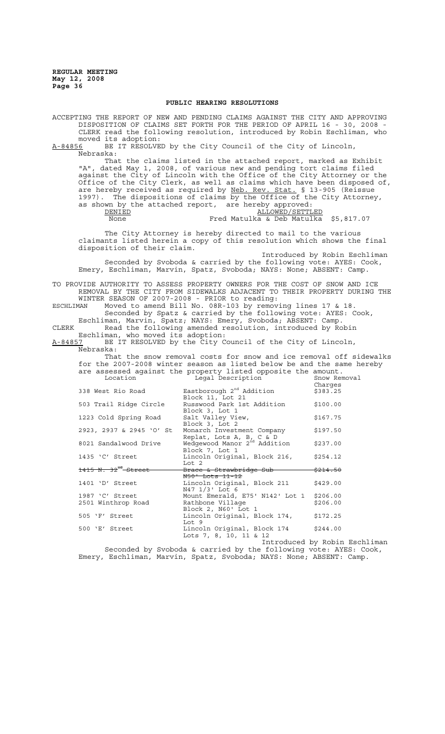## PUBLIC HEARING RESOLUTIONS

ACCEPTING THE REPORT OF NEW AND PENDING CLAIMS AGAINST THE CITY AND APPROVING DISPOSITION OF CLAIMS SET FORTH FOR THE PERIOD OF APRIL 16 - 30, 2008 - CLERK read the following resolution, introduced by Robin Eschliman, who moved its adoption:

A-84856 BE IT RESOLVED by the City Council of the City of Lincoln, Nebraska:

That the claims listed in the attached report, marked as Exhibit "A", dated May 1, 2008, of various new and pending tort claims filed against the City of Lincoln with the Office of the City Attorney or the Office of the City Clerk, as well as claims which have been disposed of, are hereby received as required by Neb. Rev. Stat. § 13-905 (Reissue 1997). The dispositions of claims by the Office of the City Attorney, as shown by the attached report, are hereby approved:

| DENIED | ALLOWED/SETTLED | |
|---|---|---|
| None | Fred Matulka & Deb Matulka | $5,817.07 |

The City Attorney is hereby directed to mail to the various claimants listed herein a copy of this resolution which shows the final disposition of their claim.

Introduced by Robin Eschliman

Seconded by Svoboda & carried by the following vote: AYES: Cook, Emery, Eschliman, Marvin, Spatz, Svoboda; NAYS: None; ABSENT: Camp.

TO PROVIDE AUTHORITY TO ASSESS PROPERTY OWNERS FOR THE COST OF SNOW AND ICE REMOVAL BY THE CITY FROM SIDEWALKS ADJACENT TO THEIR PROPERTY DURING THE WINTER SEASON OF 2007-2008 - PRIOR to reading:

ESCHLIMAN Moved to amend Bill No. 08R-103 by removing lines 17 & 18.

Seconded by Spatz & carried by the following vote: AYES: Cook, Eschliman, Marvin, Spatz; NAYS: Emery, Svoboda; ABSENT: Camp.

CLERK Read the following amended resolution, introduced by Robin Eschliman, who moved its adoption:

A-84857 BE IT RESOLVED by the City Council of the City of Lincoln, Nebraska:

That the snow removal costs for snow and ice removal off sidewalks for the 2007-2008 winter season as listed below be and the same hereby are assessed against the property listed opposite the amount.

| Location | Legal Description | Snow Removal Charges |
|---|---|---|
| 338 West Rio Road | Eastborough 2nd Addition Block 11, Lot 21 | $383.25 |
| 503 Trail Ridge Circle | Russwood Park 1st Addition Block 3, Lot 1 | $100.00 |
| 1223 Cold Spring Road | Salt Valley View, Block 3, Lot 2 | $167.75 |
| 2923, 2937 & 2945 'O' St | Monarch Investment Company Replat, Lots A, B, C & D | $197.50 |
| 8021 Sandalwood Drive | Wedgewood Manor 2nd Addition Block 7, Lot 1 | $237.00 |
| 1435 'C' Street | Lincoln Original, Block 216, Lot 2 | $254.12 |
| ~~1415 N. 32nd Street~~ | ~~Brace & Strawbridge Sub N50' Lots 11-12~~ | ~~$214.50~~ |
| 1401 'D' Street | Lincoln Original, Block 211 N47 1/3' Lot 6 | $429.00 |
| 1987 'C' Street | Mount Emerald, E75' N142' Lot 1 | $206.00 |
| 2501 Winthrop Road | Rathbone Village Block 2, N60' Lot 1 | $206.00 |
| 505 'F' Street | Lincoln Original, Block 174, Lot 9 | $172.25 |
| 500 'E' Street | Lincoln Original, Block 174 Lots 7, 8, 10, 11 & 12 | $244.00 |

Introduced by Robin Eschliman

Seconded by Svoboda & carried by the following vote: AYES: Cook, Emery, Eschliman, Marvin, Spatz, Svoboda; NAYS: None; ABSENT: Camp.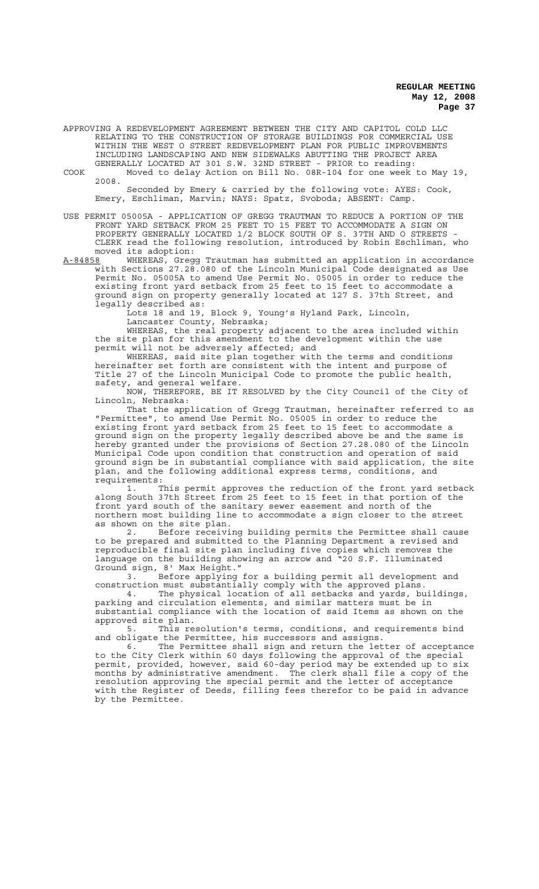APPROVING A REDEVELOPMENT AGREEMENT BETWEEN THE CITY AND CAPITOL COLD LLC RELATING TO THE CONSTRUCTION OF STORAGE BUILDINGS FOR COMMERCIAL USE WITHIN THE WEST O STREET REDEVELOPMENT PLAN FOR PUBLIC IMPROVEMENTS INCLUDING LANDSCAPING AND NEW SIDEWALKS ABUTTING THE PROJECT AREA GENERALLY LOCATED AT 301 S.W. 32ND STREET - PRIOR to reading:

COOK Moved to delay Action on Bill No. 08R-104 for one week to May 19, 2008.

Seconded by Emery & carried by the following vote: AYES: Cook, Emery, Eschliman, Marvin; NAYS: Spatz, Svoboda; ABSENT: Camp.

USE PERMIT 05005A - APPLICATION OF GREGG TRAUTMAN TO REDUCE A PORTION OF THE FRONT YARD SETBACK FROM 25 FEET TO 15 FEET TO ACCOMMODATE A SIGN ON PROPERTY GENERALLY LOCATED 1/2 BLOCK SOUTH OF S. 37TH AND O STREETS - CLERK read the following resolution, introduced by Robin Eschliman, who moved its adoption:

A-84858 WHEREAS, Gregg Trautman has submitted an application in accordance with Sections 27.28.080 of the Lincoln Municipal Code designated as Use Permit No. 05005A to amend Use Permit No. 05005 in order to reduce the existing front yard setback from 25 feet to 15 feet to accommodate a ground sign on property generally located at 127 S. 37th Street, and legally described as:

Lots 18 and 19, Block 9, Young's Hyland Park, Lincoln, Lancaster County, Nebraska;

WHEREAS, the real property adjacent to the area included within the site plan for this amendment to the development within the use permit will not be adversely affected; and

WHEREAS, said site plan together with the terms and conditions hereinafter set forth are consistent with the intent and purpose of Title 27 of the Lincoln Municipal Code to promote the public health, safety, and general welfare.

NOW, THEREFORE, BE IT RESOLVED by the City Council of the City of Lincoln, Nebraska:

That the application of Gregg Trautman, hereinafter referred to as "Permittee", to amend Use Permit No. 05005 in order to reduce the existing front yard setback from 25 feet to 15 feet to accommodate a ground sign on the property legally described above be and the same is hereby granted under the provisions of Section 27.28.080 of the Lincoln Municipal Code upon condition that construction and operation of said ground sign be in substantial compliance with said application, the site plan, and the following additional express terms, conditions, and requirements:

1. This permit approves the reduction of the front yard setback along South 37th Street from 25 feet to 15 feet in that portion of the front yard south of the sanitary sewer easement and north of the northern most building line to accommodate a sign closer to the street as shown on the site plan.

2. Before receiving building permits the Permittee shall cause to be prepared and submitted to the Planning Department a revised and reproducible final site plan including five copies which removes the language on the building showing an arrow and "20 S.F. Illuminated Ground sign, 8' Max Height."

3. Before applying for a building permit all development and construction must substantially comply with the approved plans.

4. The physical location of all setbacks and yards, buildings, parking and circulation elements, and similar matters must be in substantial compliance with the location of said Items as shown on the approved site plan.

5. This resolution's terms, conditions, and requirements bind and obligate the Permittee, his successors and assigns.

6. The Permittee shall sign and return the letter of acceptance to the City Clerk within 60 days following the approval of the special permit, provided, however, said 60-day period may be extended up to six months by administrative amendment. The clerk shall file a copy of the resolution approving the special permit and the letter of acceptance with the Register of Deeds, filling fees therefor to be paid in advance by the Permittee.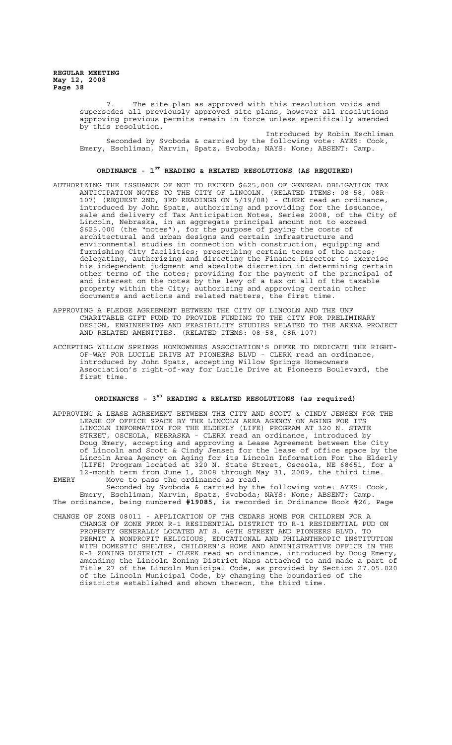7. The site plan as approved with this resolution voids and supersedes all previously approved site plans, however all resolutions approving previous permits remain in force unless specifically amended by this resolution.

Introduced by Robin Eschliman

Seconded by Svoboda & carried by the following vote: AYES: Cook, Emery, Eschliman, Marvin, Spatz, Svoboda; NAYS: None; ABSENT: Camp.

## ORDINANCE - 1ST READING & RELATED RESOLUTIONS (AS REQUIRED)

AUTHORIZING THE ISSUANCE OF NOT TO EXCEED $625,000 OF GENERAL OBLIGATION TAX ANTICIPATION NOTES TO THE CITY OF LINCOLN. (RELATED ITEMS: 08-58, 08R-107) (REQUEST 2ND, 3RD READINGS ON 5/19/08) - CLERK read an ordinance, introduced by John Spatz, authorizing and providing for the issuance, sale and delivery of Tax Anticipation Notes, Series 2008, of the City of Lincoln, Nebraska, in an aggregate principal amount not to exceed $625,000 (the "notes"), for the purpose of paying the costs of architectural and urban designs and certain infrastructure and environmental studies in connection with construction, equipping and furnishing City facilities; prescribing certain terms of the notes; delegating, authorizing and directing the Finance Director to exercise his independent judgment and absolute discretion in determining certain other terms of the notes; providing for the payment of the principal of and interest on the notes by the levy of a tax on all of the taxable property within the City; authorizing and approving certain other documents and actions and related matters, the first time.

APPROVING A PLEDGE AGREEMENT BETWEEN THE CITY OF LINCOLN AND THE UNF CHARITABLE GIFT FUND TO PROVIDE FUNDING TO THE CITY FOR PRELIMINARY DESIGN, ENGINEERING AND FEASIBILITY STUDIES RELATED TO THE ARENA PROJECT AND RELATED AMENITIES. (RELATED ITEMS: 08-58, 08R-107)

ACCEPTING WILLOW SPRINGS HOMEOWNERS ASSOCIATION'S OFFER TO DEDICATE THE RIGHT-OF-WAY FOR LUCILE DRIVE AT PIONEERS BLVD - CLERK read an ordinance, introduced by John Spatz, accepting Willow Springs Homeowners Association's right-of-way for Lucile Drive at Pioneers Boulevard, the first time.

## ORDINANCES - 3RD READING & RELATED RESOLUTIONS (as required)

APPROVING A LEASE AGREEMENT BETWEEN THE CITY AND SCOTT & CINDY JENSEN FOR THE LEASE OF OFFICE SPACE BY THE LINCOLN AREA AGENCY ON AGING FOR ITS LINCOLN INFORMATION FOR THE ELDERLY (LIFE) PROGRAM AT 320 N. STATE STREET, OSCEOLA, NEBRASKA - CLERK read an ordinance, introduced by Doug Emery, accepting and approving a Lease Agreement between the City of Lincoln and Scott & Cindy Jensen for the lease of office space by the Lincoln Area Agency on Aging for its Lincoln Information For the Elderly (LIFE) Program located at 320 N. State Street, Osceola, NE 68651, for a 12-month term from June 1, 2008 through May 31, 2009, the third time.

EMERY Move to pass the ordinance as read.

Seconded by Svoboda & carried by the following vote: AYES: Cook, Emery, Eschliman, Marvin, Spatz, Svoboda; NAYS: None; ABSENT: Camp.

The ordinance, being numbered **#19085**, is recorded in Ordinance Book #26, Page

CHANGE OF ZONE 08011 - APPLICATION OF THE CEDARS HOME FOR CHILDREN FOR A CHANGE OF ZONE FROM R-1 RESIDENTIAL DISTRICT TO R-1 RESIDENTIAL PUD ON PROPERTY GENERALLY LOCATED AT S. 66TH STREET AND PIONEERS BLVD. TO PERMIT A NONPROFIT RELIGIOUS, EDUCATIONAL AND PHILANTHROPIC INSTITUTION WITH DOMESTIC SHELTER, CHILDREN'S HOME AND ADMINISTRATIVE OFFICE IN THE R-1 ZONING DISTRICT - CLERK read an ordinance, introduced by Doug Emery, amending the Lincoln Zoning District Maps attached to and made a part of Title 27 of the Lincoln Municipal Code, as provided by Section 27.05.020 of the Lincoln Municipal Code, by changing the boundaries of the districts established and shown thereon, the third time.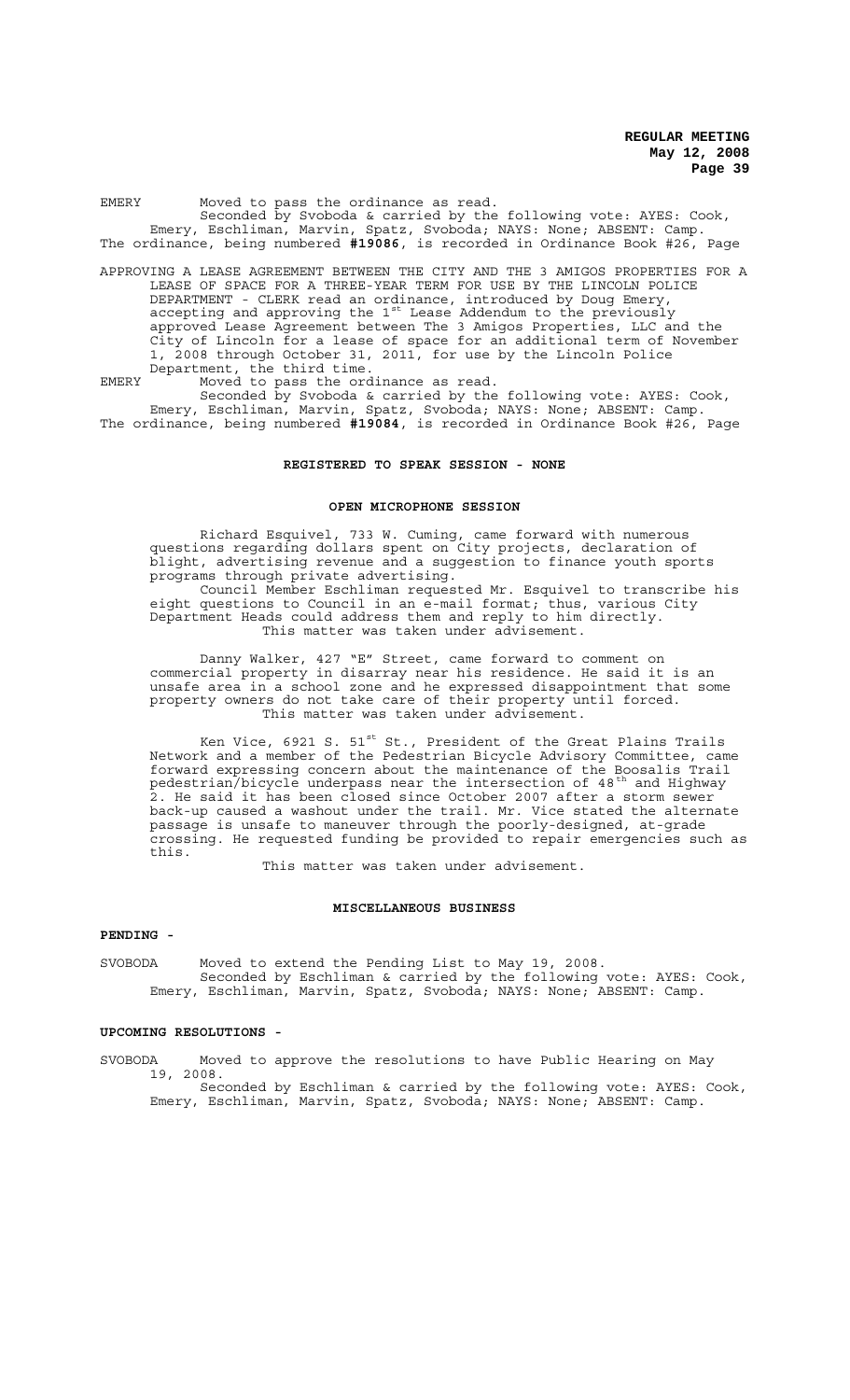EMERY Moved to pass the ordinance as read.

Seconded by Svoboda & carried by the following vote: AYES: Cook, Emery, Eschliman, Marvin, Spatz, Svoboda; NAYS: None; ABSENT: Camp.

The ordinance, being numbered **#19086**, is recorded in Ordinance Book #26, Page

APPROVING A LEASE AGREEMENT BETWEEN THE CITY AND THE 3 AMIGOS PROPERTIES FOR A LEASE OF SPACE FOR A THREE-YEAR TERM FOR USE BY THE LINCOLN POLICE DEPARTMENT - CLERK read an ordinance, introduced by Doug Emery, accepting and approving the 1st Lease Addendum to the previously approved Lease Agreement between The 3 Amigos Properties, LLC and the City of Lincoln for a lease of space for an additional term of November 1, 2008 through October 31, 2011, for use by the Lincoln Police Department, the third time.

EMERY Moved to pass the ordinance as read.

Seconded by Svoboda & carried by the following vote: AYES: Cook, Emery, Eschliman, Marvin, Spatz, Svoboda; NAYS: None; ABSENT: Camp.

The ordinance, being numbered **#19084**, is recorded in Ordinance Book #26, Page

## REGISTERED TO SPEAK SESSION - NONE

## OPEN MICROPHONE SESSION

Richard Esquivel, 733 W. Cuming, came forward with numerous questions regarding dollars spent on City projects, declaration of blight, advertising revenue and a suggestion to finance youth sports programs through private advertising.

Council Member Eschliman requested Mr. Esquivel to transcribe his eight questions to Council in an e-mail format; thus, various City Department Heads could address them and reply to him directly.

This matter was taken under advisement.

Danny Walker, 427 "E" Street, came forward to comment on commercial property in disarray near his residence. He said it is an unsafe area in a school zone and he expressed disappointment that some property owners do not take care of their property until forced.

This matter was taken under advisement.

Ken Vice, 6921 S. 51st St., President of the Great Plains Trails Network and a member of the Pedestrian Bicycle Advisory Committee, came forward expressing concern about the maintenance of the Boosalis Trail pedestrian/bicycle underpass near the intersection of 48th and Highway 2. He said it has been closed since October 2007 after a storm sewer back-up caused a washout under the trail. Mr. Vice stated the alternate passage is unsafe to maneuver through the poorly-designed, at-grade crossing. He requested funding be provided to repair emergencies such as this.

This matter was taken under advisement.

## MISCELLANEOUS BUSINESS

**PENDING -**

SVOBODA Moved to extend the Pending List to May 19, 2008.

Seconded by Eschliman & carried by the following vote: AYES: Cook, Emery, Eschliman, Marvin, Spatz, Svoboda; NAYS: None; ABSENT: Camp.

**UPCOMING RESOLUTIONS -**

SVOBODA Moved to approve the resolutions to have Public Hearing on May 19, 2008.

Seconded by Eschliman & carried by the following vote: AYES: Cook, Emery, Eschliman, Marvin, Spatz, Svoboda; NAYS: None; ABSENT: Camp.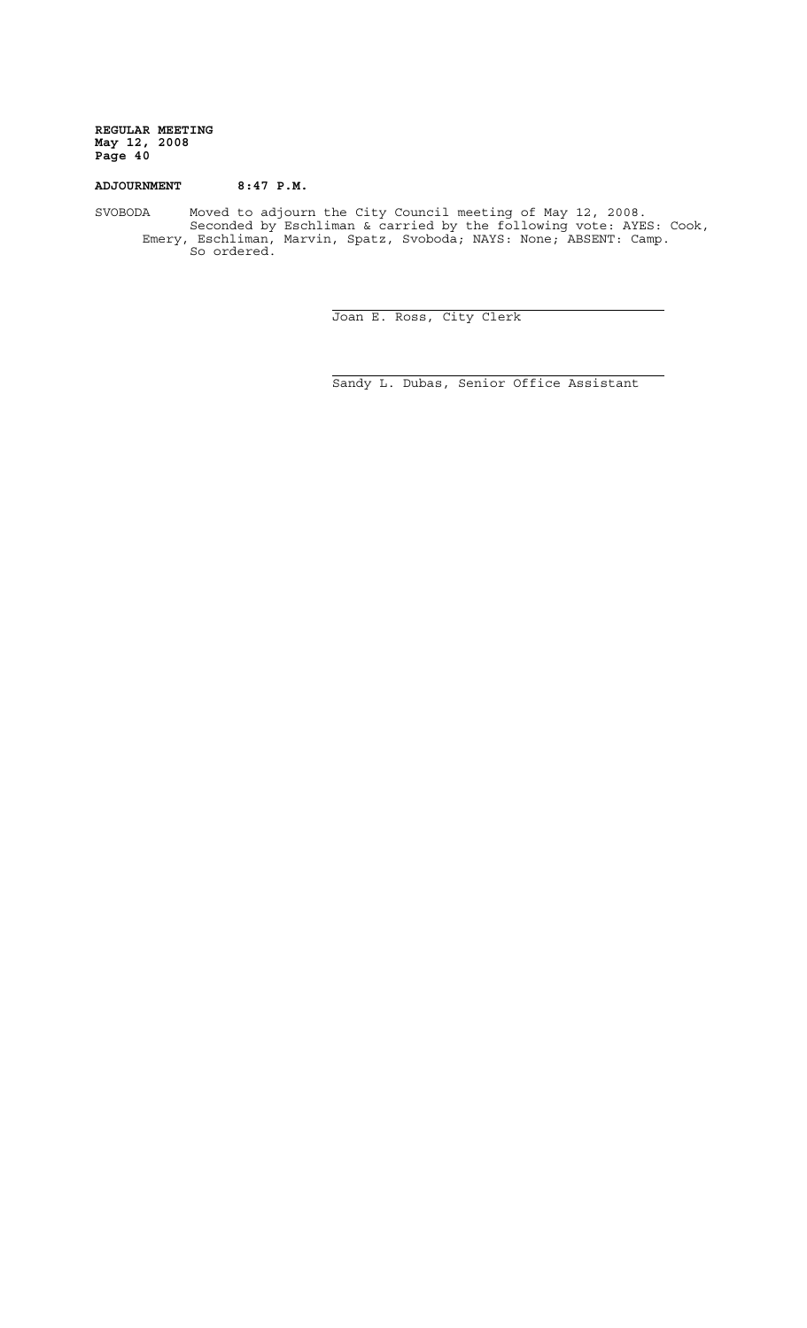**ADJOURNMENT 8:47 P.M.**

SVOBODA Moved to adjourn the City Council meeting of May 12, 2008.
Seconded by Eschliman & carried by the following vote: AYES: Cook, Emery, Eschliman, Marvin, Spatz, Svoboda; NAYS: None; ABSENT: Camp.
So ordered.

Joan E. Ross, City Clerk

Sandy L. Dubas, Senior Office Assistant